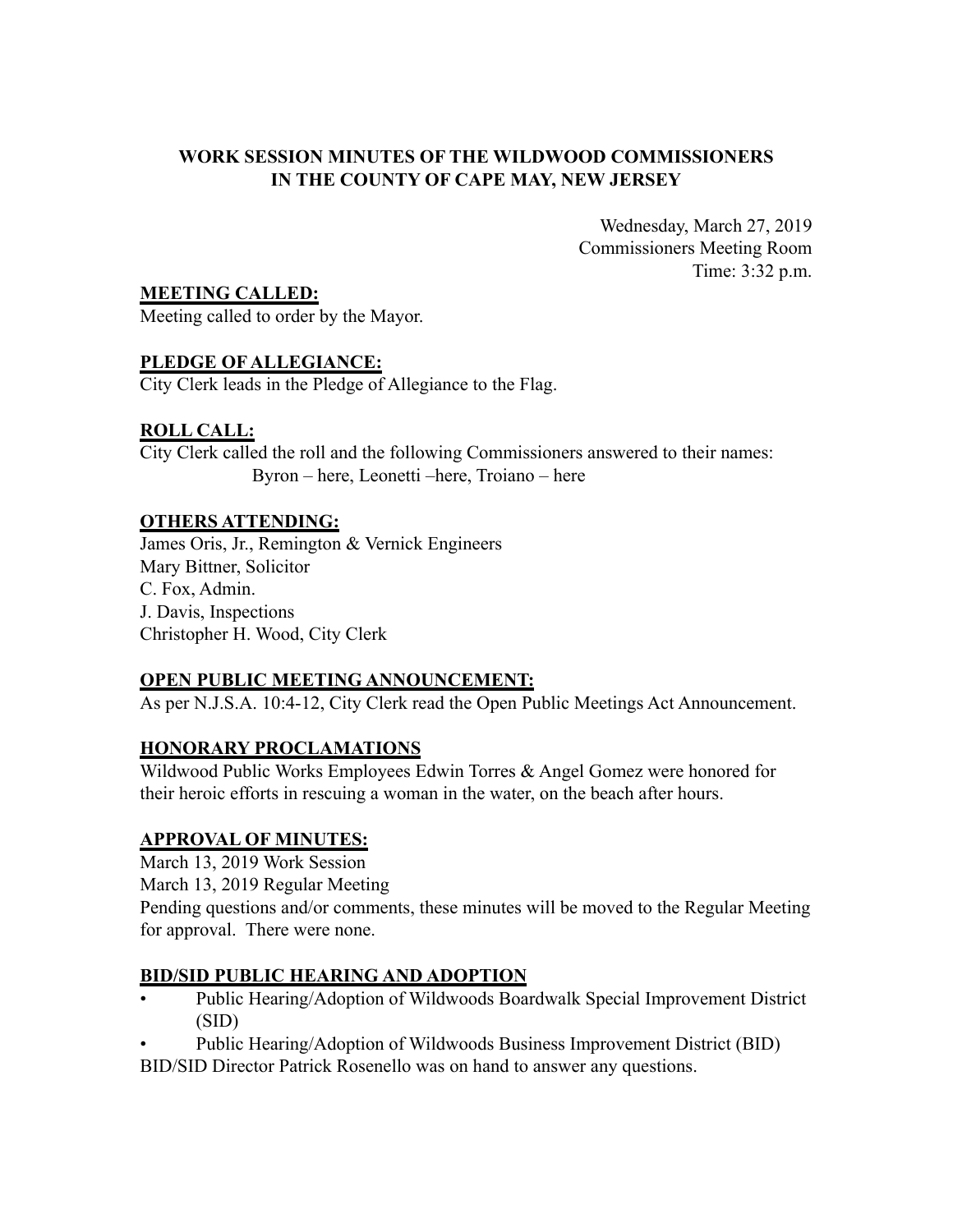# WORK SESSION MINUTES OF THE WILDWOOD COMMISSIONERS IN THE COUNTY OF CAPE MAY, NEW JERSEY

Wednesday, March 27, 2019
Commissioners Meeting Room
Time: 3:32 p.m.

## MEETING CALLED:

Meeting called to order by the Mayor.

## PLEDGE OF ALLEGIANCE:

City Clerk leads in the Pledge of Allegiance to the Flag.

## ROLL CALL:

City Clerk called the roll and the following Commissioners answered to their names:
Byron – here, Leonetti –here, Troiano – here

## OTHERS ATTENDING:

James Oris, Jr., Remington & Vernick Engineers
Mary Bittner, Solicitor
C. Fox, Admin.
J. Davis, Inspections
Christopher H. Wood, City Clerk

## OPEN PUBLIC MEETING ANNOUNCEMENT:

As per N.J.S.A. 10:4-12, City Clerk read the Open Public Meetings Act Announcement.

## HONORARY PROCLAMATIONS

Wildwood Public Works Employees Edwin Torres & Angel Gomez were honored for their heroic efforts in rescuing a woman in the water, on the beach after hours.

## APPROVAL OF MINUTES:

March 13, 2019 Work Session
March 13, 2019 Regular Meeting
Pending questions and/or comments, these minutes will be moved to the Regular Meeting for approval. There were none.

## BID/SID PUBLIC HEARING AND ADOPTION

- Public Hearing/Adoption of Wildwoods Boardwalk Special Improvement District (SID)
- Public Hearing/Adoption of Wildwoods Business Improvement District (BID)

BID/SID Director Patrick Rosenello was on hand to answer any questions.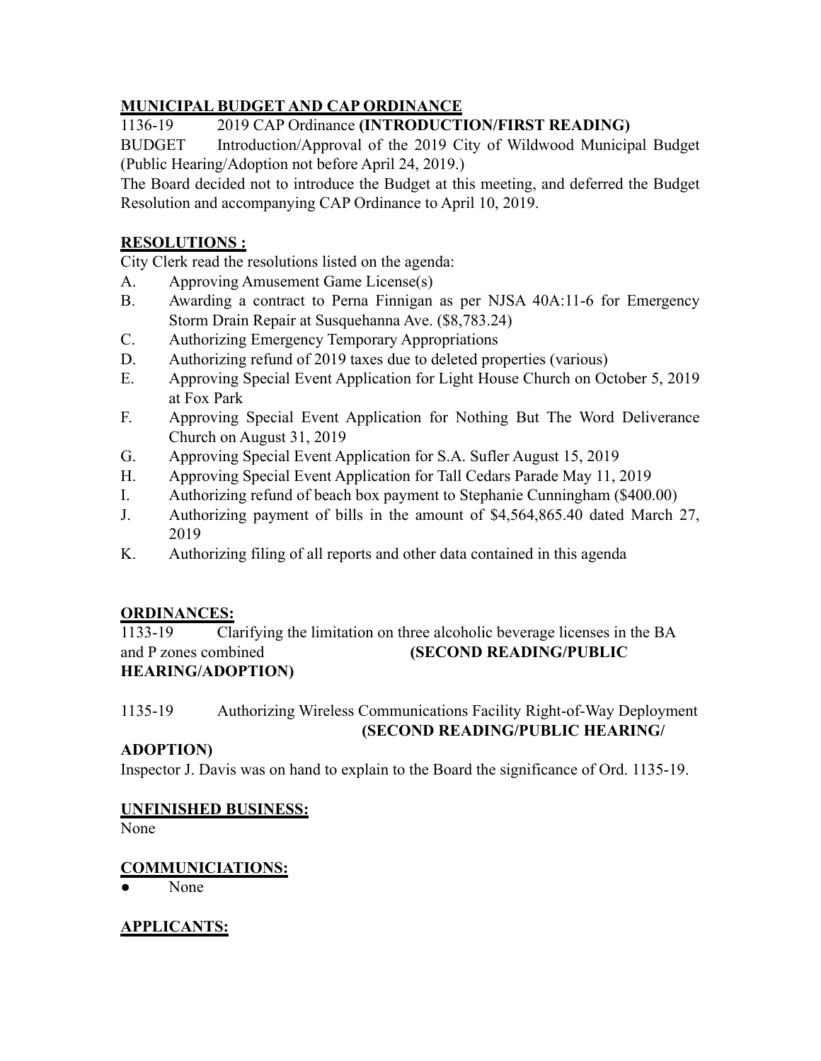**MUNICIPAL BUDGET AND CAP ORDINANCE**

1136-19 2019 CAP Ordinance **(INTRODUCTION/FIRST READING)**

BUDGET Introduction/Approval of the 2019 City of Wildwood Municipal Budget (Public Hearing/Adoption not before April 24, 2019.)

The Board decided not to introduce the Budget at this meeting, and deferred the Budget Resolution and accompanying CAP Ordinance to April 10, 2019.

**RESOLUTIONS :**

City Clerk read the resolutions listed on the agenda:

A. Approving Amusement Game License(s)
B. Awarding a contract to Perna Finnigan as per NJSA 40A:11-6 for Emergency Storm Drain Repair at Susquehanna Ave. ($8,783.24)
C. Authorizing Emergency Temporary Appropriations
D. Authorizing refund of 2019 taxes due to deleted properties (various)
E. Approving Special Event Application for Light House Church on October 5, 2019 at Fox Park
F. Approving Special Event Application for Nothing But The Word Deliverance Church on August 31, 2019
G. Approving Special Event Application for S.A. Sufler August 15, 2019
H. Approving Special Event Application for Tall Cedars Parade May 11, 2019
I. Authorizing refund of beach box payment to Stephanie Cunningham ($400.00)
J. Authorizing payment of bills in the amount of $4,564,865.40 dated March 27, 2019
K. Authorizing filing of all reports and other data contained in this agenda

**ORDINANCES:**

1133-19 Clarifying the limitation on three alcoholic beverage licenses in the BA and P zones combined **(SECOND READING/PUBLIC HEARING/ADOPTION)**

1135-19 Authorizing Wireless Communications Facility Right-of-Way Deployment **(SECOND READING/PUBLIC HEARING/ ADOPTION)**

Inspector J. Davis was on hand to explain to the Board the significance of Ord. 1135-19.

**UNFINISHED BUSINESS:**

None

**COMMUNICIATIONS:**

- None

**APPLICANTS:**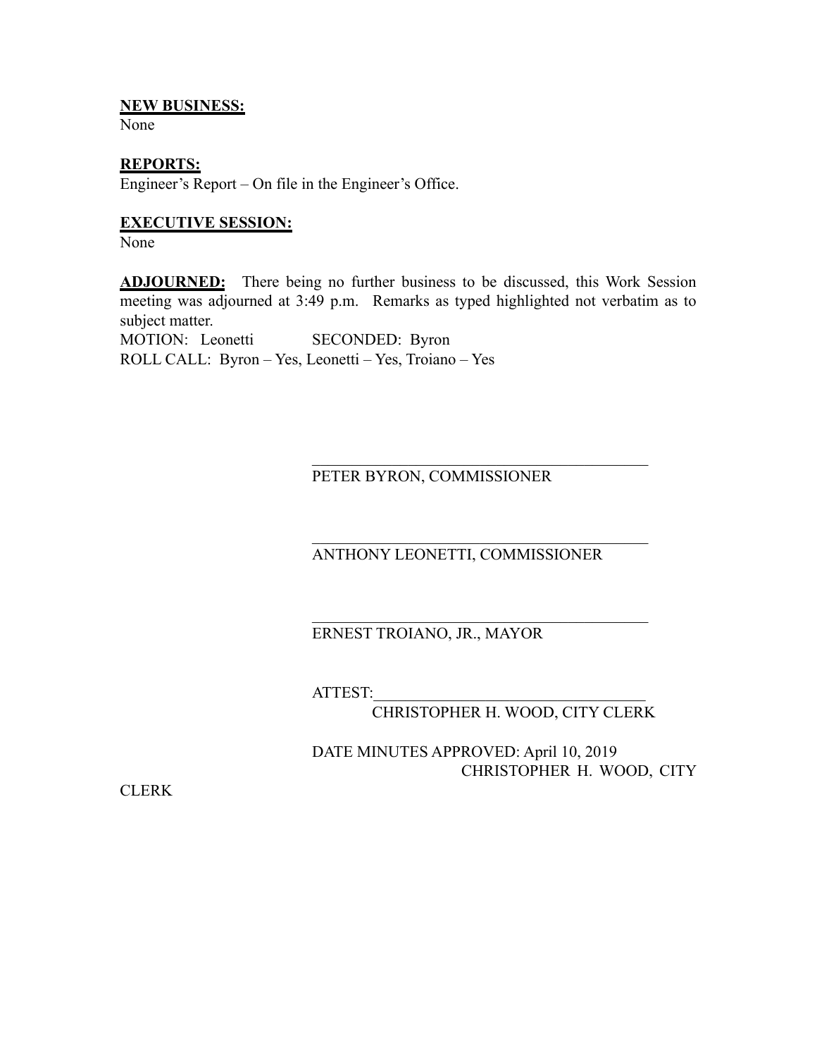**NEW BUSINESS:**
None

**REPORTS:**
Engineer's Report – On file in the Engineer's Office.

**EXECUTIVE SESSION:**
None

**ADJOURNED:** There being no further business to be discussed, this Work Session meeting was adjourned at 3:49 p.m. Remarks as typed highlighted not verbatim as to subject matter.
MOTION: Leonetti SECONDED: Byron
ROLL CALL: Byron – Yes, Leonetti – Yes, Troiano – Yes

\_\_\_\_\_\_\_\_\_\_\_\_\_\_\_\_\_\_\_\_\_\_\_\_\_\_\_\_\_\_\_\_\_\_\_\_\_\_\_\_
PETER BYRON, COMMISSIONER

\_\_\_\_\_\_\_\_\_\_\_\_\_\_\_\_\_\_\_\_\_\_\_\_\_\_\_\_\_\_\_\_\_\_\_\_\_\_\_\_
ANTHONY LEONETTI, COMMISSIONER

\_\_\_\_\_\_\_\_\_\_\_\_\_\_\_\_\_\_\_\_\_\_\_\_\_\_\_\_\_\_\_\_\_\_\_\_\_\_\_\_
ERNEST TROIANO, JR., MAYOR

ATTEST:\_\_\_\_\_\_\_\_\_\_\_\_\_\_\_\_\_\_\_\_\_\_\_\_\_\_\_\_\_\_\_\_\_\_
CHRISTOPHER H. WOOD, CITY CLERK

DATE MINUTES APPROVED: April 10, 2019
CHRISTOPHER H. WOOD, CITY CLERK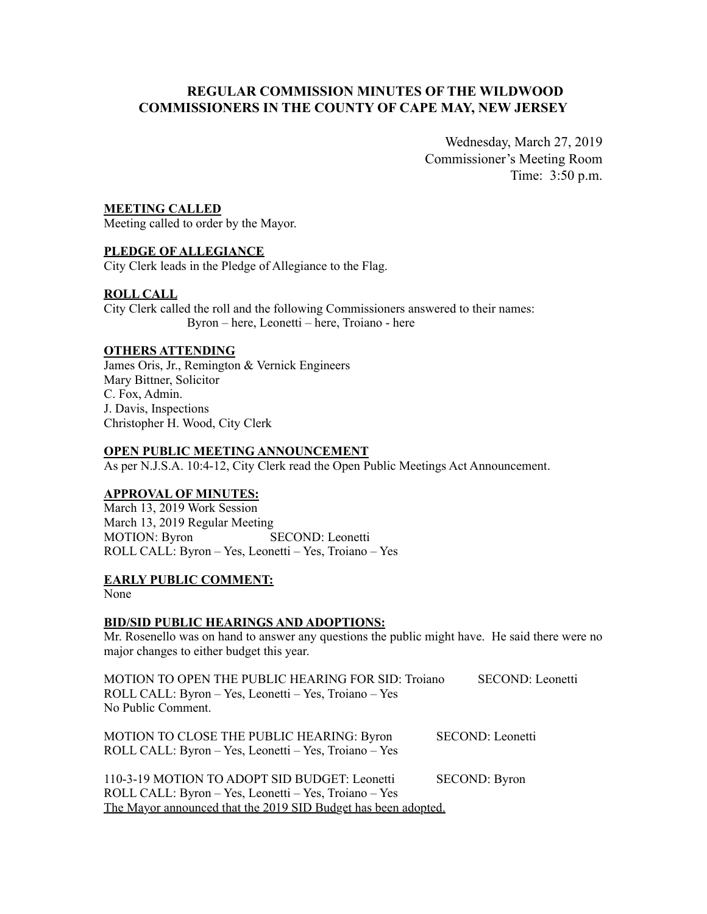# REGULAR COMMISSION MINUTES OF THE WILDWOOD COMMISSIONERS IN THE COUNTY OF CAPE MAY, NEW JERSEY

Wednesday, March 27, 2019
Commissioner's Meeting Room
Time: 3:50 p.m.

**MEETING CALLED**

Meeting called to order by the Mayor.

**PLEDGE OF ALLEGIANCE**

City Clerk leads in the Pledge of Allegiance to the Flag.

**ROLL CALL**

City Clerk called the roll and the following Commissioners answered to their names:
Byron – here, Leonetti – here, Troiano - here

**OTHERS ATTENDING**

James Oris, Jr., Remington & Vernick Engineers
Mary Bittner, Solicitor
C. Fox, Admin.
J. Davis, Inspections
Christopher H. Wood, City Clerk

**OPEN PUBLIC MEETING ANNOUNCEMENT**

As per N.J.S.A. 10:4-12, City Clerk read the Open Public Meetings Act Announcement.

**APPROVAL OF MINUTES:**

March 13, 2019 Work Session
March 13, 2019 Regular Meeting
MOTION: Byron SECOND: Leonetti
ROLL CALL: Byron – Yes, Leonetti – Yes, Troiano – Yes

**EARLY PUBLIC COMMENT:**

None

**BID/SID PUBLIC HEARINGS AND ADOPTIONS:**

Mr. Rosenello was on hand to answer any questions the public might have. He said there were no major changes to either budget this year.

MOTION TO OPEN THE PUBLIC HEARING FOR SID: Troiano SECOND: Leonetti
ROLL CALL: Byron – Yes, Leonetti – Yes, Troiano – Yes
No Public Comment.

MOTION TO CLOSE THE PUBLIC HEARING: Byron SECOND: Leonetti
ROLL CALL: Byron – Yes, Leonetti – Yes, Troiano – Yes

110-3-19 MOTION TO ADOPT SID BUDGET: Leonetti SECOND: Byron
ROLL CALL: Byron – Yes, Leonetti – Yes, Troiano – Yes
The Mayor announced that the 2019 SID Budget has been adopted.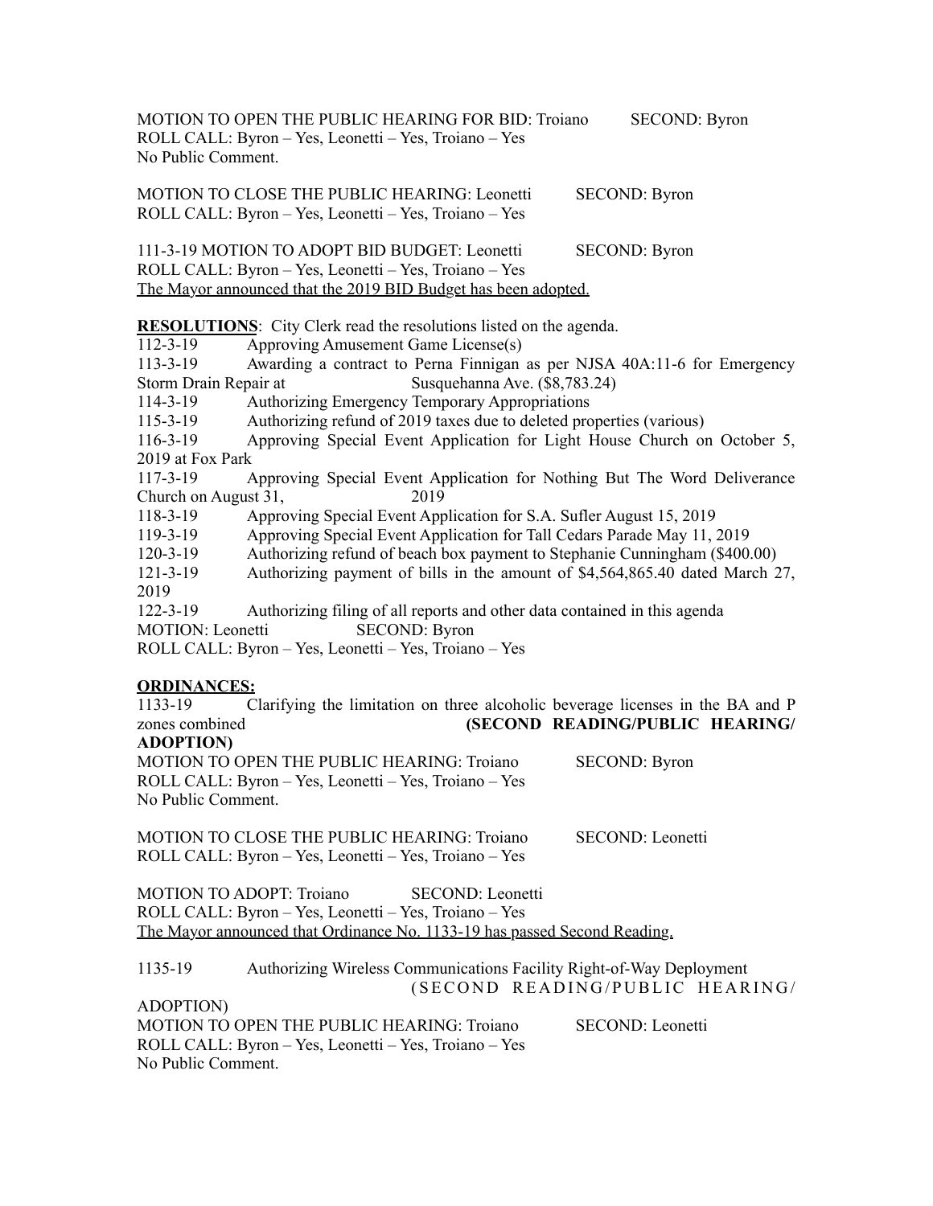MOTION TO OPEN THE PUBLIC HEARING FOR BID: Troiano SECOND: Byron
ROLL CALL: Byron – Yes, Leonetti – Yes, Troiano – Yes
No Public Comment.

MOTION TO CLOSE THE PUBLIC HEARING: Leonetti SECOND: Byron
ROLL CALL: Byron – Yes, Leonetti – Yes, Troiano – Yes

111-3-19 MOTION TO ADOPT BID BUDGET: Leonetti SECOND: Byron
ROLL CALL: Byron – Yes, Leonetti – Yes, Troiano – Yes
The Mayor announced that the 2019 BID Budget has been adopted.

**RESOLUTIONS**: City Clerk read the resolutions listed on the agenda.

112-3-19 Approving Amusement Game License(s)
113-3-19 Awarding a contract to Perna Finnigan as per NJSA 40A:11-6 for Emergency Storm Drain Repair at Susquehanna Ave. ($8,783.24)
114-3-19 Authorizing Emergency Temporary Appropriations
115-3-19 Authorizing refund of 2019 taxes due to deleted properties (various)
116-3-19 Approving Special Event Application for Light House Church on October 5, 2019 at Fox Park
117-3-19 Approving Special Event Application for Nothing But The Word Deliverance Church on August 31, 2019
118-3-19 Approving Special Event Application for S.A. Sufler August 15, 2019
119-3-19 Approving Special Event Application for Tall Cedars Parade May 11, 2019
120-3-19 Authorizing refund of beach box payment to Stephanie Cunningham ($400.00)
121-3-19 Authorizing payment of bills in the amount of $4,564,865.40 dated March 27, 2019
122-3-19 Authorizing filing of all reports and other data contained in this agenda
MOTION: Leonetti SECOND: Byron
ROLL CALL: Byron – Yes, Leonetti – Yes, Troiano – Yes

**ORDINANCES:**

1133-19 Clarifying the limitation on three alcoholic beverage licenses in the BA and P zones combined **(SECOND READING/PUBLIC HEARING/ ADOPTION)**
MOTION TO OPEN THE PUBLIC HEARING: Troiano SECOND: Byron
ROLL CALL: Byron – Yes, Leonetti – Yes, Troiano – Yes
No Public Comment.

MOTION TO CLOSE THE PUBLIC HEARING: Troiano SECOND: Leonetti
ROLL CALL: Byron – Yes, Leonetti – Yes, Troiano – Yes

MOTION TO ADOPT: Troiano SECOND: Leonetti
ROLL CALL: Byron – Yes, Leonetti – Yes, Troiano – Yes
The Mayor announced that Ordinance No. 1133-19 has passed Second Reading.

1135-19 Authorizing Wireless Communications Facility Right-of-Way Deployment (SECOND READING/PUBLIC HEARING/ ADOPTION)
MOTION TO OPEN THE PUBLIC HEARING: Troiano SECOND: Leonetti
ROLL CALL: Byron – Yes, Leonetti – Yes, Troiano – Yes
No Public Comment.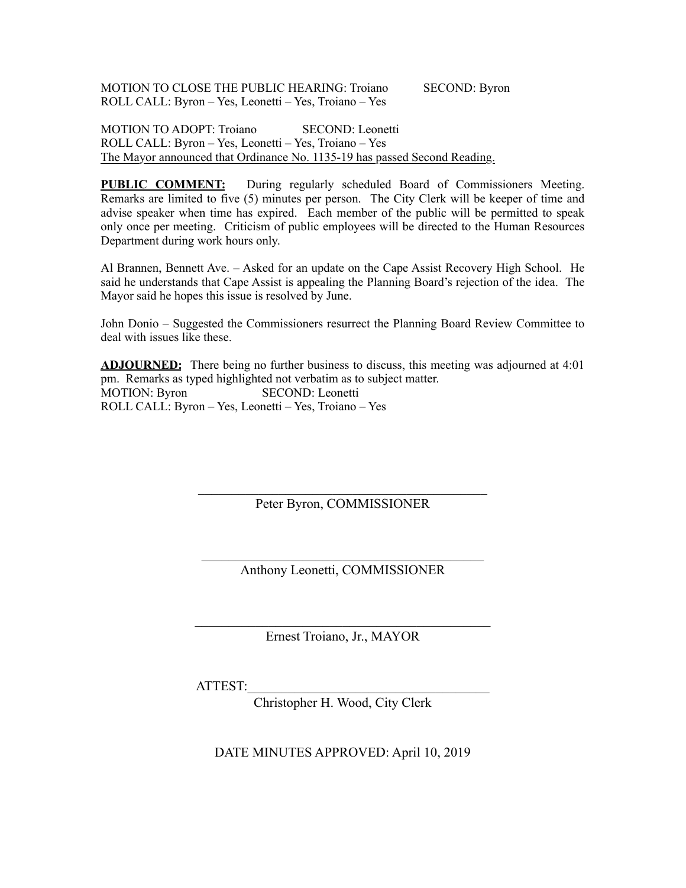MOTION TO CLOSE THE PUBLIC HEARING: Troiano SECOND: Byron
ROLL CALL: Byron – Yes, Leonetti – Yes, Troiano – Yes

MOTION TO ADOPT: Troiano SECOND: Leonetti
ROLL CALL: Byron – Yes, Leonetti – Yes, Troiano – Yes
<u>The Mayor announced that Ordinance No. 1135-19 has passed Second Reading.</u>

**<u>PUBLIC COMMENT:</u>** During regularly scheduled Board of Commissioners Meeting. Remarks are limited to five (5) minutes per person. The City Clerk will be keeper of time and advise speaker when time has expired. Each member of the public will be permitted to speak only once per meeting. Criticism of public employees will be directed to the Human Resources Department during work hours only.

Al Brannen, Bennett Ave. – Asked for an update on the Cape Assist Recovery High School. He said he understands that Cape Assist is appealing the Planning Board's rejection of the idea. The Mayor said he hopes this issue is resolved by June.

John Donio – Suggested the Commissioners resurrect the Planning Board Review Committee to deal with issues like these.

**<u>ADJOURNED:</u>** There being no further business to discuss, this meeting was adjourned at 4:01 pm. Remarks as typed highlighted not verbatim as to subject matter.
MOTION: Byron SECOND: Leonetti
ROLL CALL: Byron – Yes, Leonetti – Yes, Troiano – Yes

\_\_\_\_\_\_\_\_\_\_\_\_\_\_\_\_\_\_\_\_\_\_\_\_\_\_\_\_\_\_\_\_\_\_\_\_\_\_\_\_
Peter Byron, COMMISSIONER

\_\_\_\_\_\_\_\_\_\_\_\_\_\_\_\_\_\_\_\_\_\_\_\_\_\_\_\_\_\_\_\_\_\_\_\_\_\_\_\_
Anthony Leonetti, COMMISSIONER

\_\_\_\_\_\_\_\_\_\_\_\_\_\_\_\_\_\_\_\_\_\_\_\_\_\_\_\_\_\_\_\_\_\_\_\_\_\_\_\_
Ernest Troiano, Jr., MAYOR

ATTEST:\_\_\_\_\_\_\_\_\_\_\_\_\_\_\_\_\_\_\_\_\_\_\_\_\_\_\_\_\_\_\_\_\_\_
Christopher H. Wood, City Clerk

DATE MINUTES APPROVED: April 10, 2019